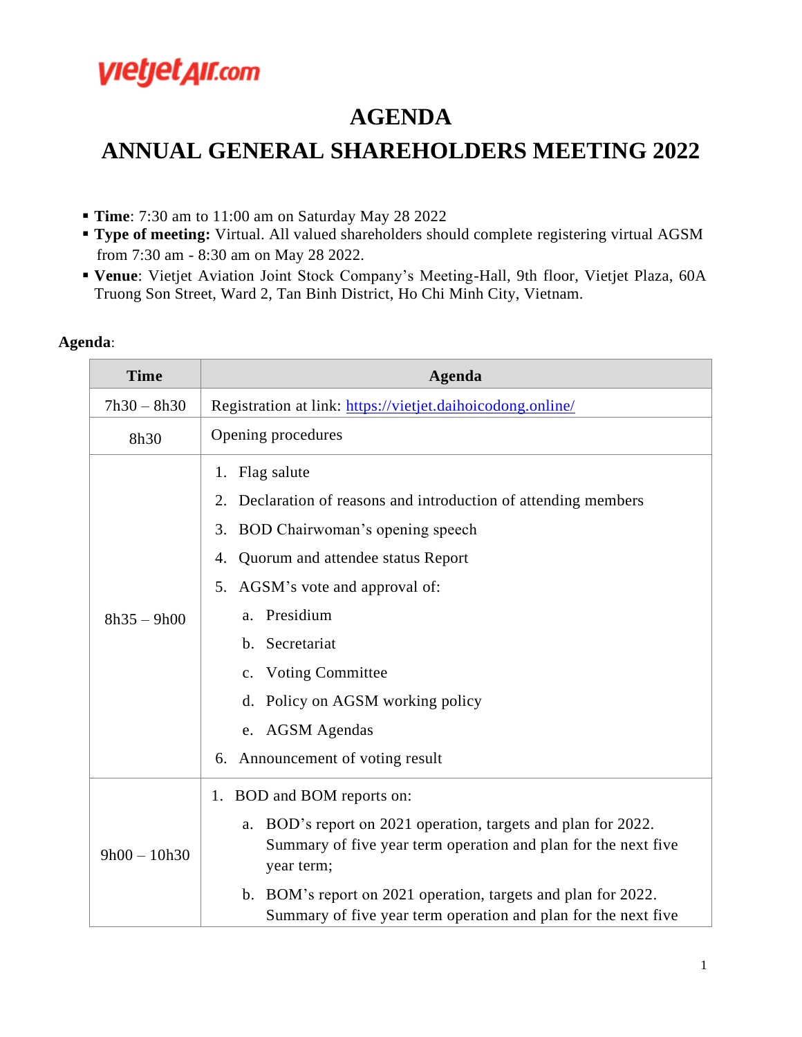vietjetAir.com

# AGENDA

# ANNUAL GENERAL SHAREHOLDERS MEETING 2022

- **Time**: 7:30 am to 11:00 am on Saturday May 28 2022
- **Type of meeting:** Virtual. All valued shareholders should complete registering virtual AGSM from 7:30 am - 8:30 am on May 28 2022.
- **Venue**: Vietjet Aviation Joint Stock Company's Meeting-Hall, 9th floor, Vietjet Plaza, 60A Truong Son Street, Ward 2, Tan Binh District, Ho Chi Minh City, Vietnam.

**Agenda**:

| Time | Agenda |
|---|---|
| 7h30 – 8h30 | Registration at link: https://vietjet.daihoicodong.online/ |
| 8h30 | Opening procedures |
| 8h35 – 9h00 | 1. Flag salute<br>2. Declaration of reasons and introduction of attending members<br>3. BOD Chairwoman's opening speech<br>4. Quorum and attendee status Report<br>5. AGSM's vote and approval of:<br>a. Presidium<br>b. Secretariat<br>c. Voting Committee<br>d. Policy on AGSM working policy<br>e. AGSM Agendas<br>6. Announcement of voting result |
| 9h00 – 10h30 | 1. BOD and BOM reports on:<br>a. BOD's report on 2021 operation, targets and plan for 2022. Summary of five year term operation and plan for the next five year term;<br>b. BOM's report on 2021 operation, targets and plan for 2022. Summary of five year term operation and plan for the next five |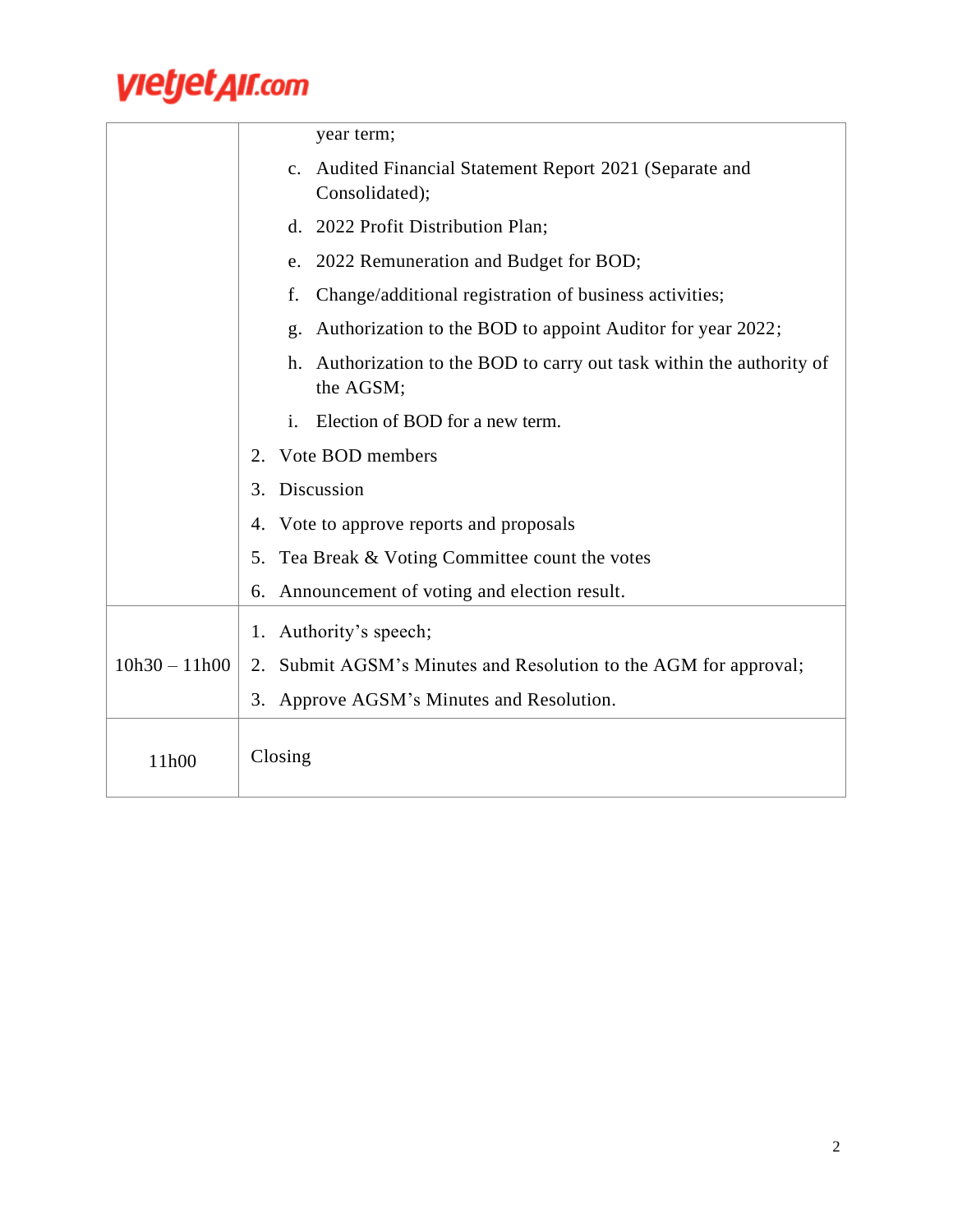| | |
|---|---|
| | year term;<br>c. Audited Financial Statement Report 2021 (Separate and Consolidated);<br>d. 2022 Profit Distribution Plan;<br>e. 2022 Remuneration and Budget for BOD;<br>f. Change/additional registration of business activities;<br>g. Authorization to the BOD to appoint Auditor for year 2022;<br>h. Authorization to the BOD to carry out task within the authority of the AGSM;<br>i. Election of BOD for a new term.<br>2. Vote BOD members<br>3. Discussion<br>4. Vote to approve reports and proposals<br>5. Tea Break & Voting Committee count the votes<br>6. Announcement of voting and election result. |
| 10h30 – 11h00 | 1. Authority's speech;<br>2. Submit AGSM's Minutes and Resolution to the AGM for approval;<br>3. Approve AGSM's Minutes and Resolution. |
| 11h00 | Closing |